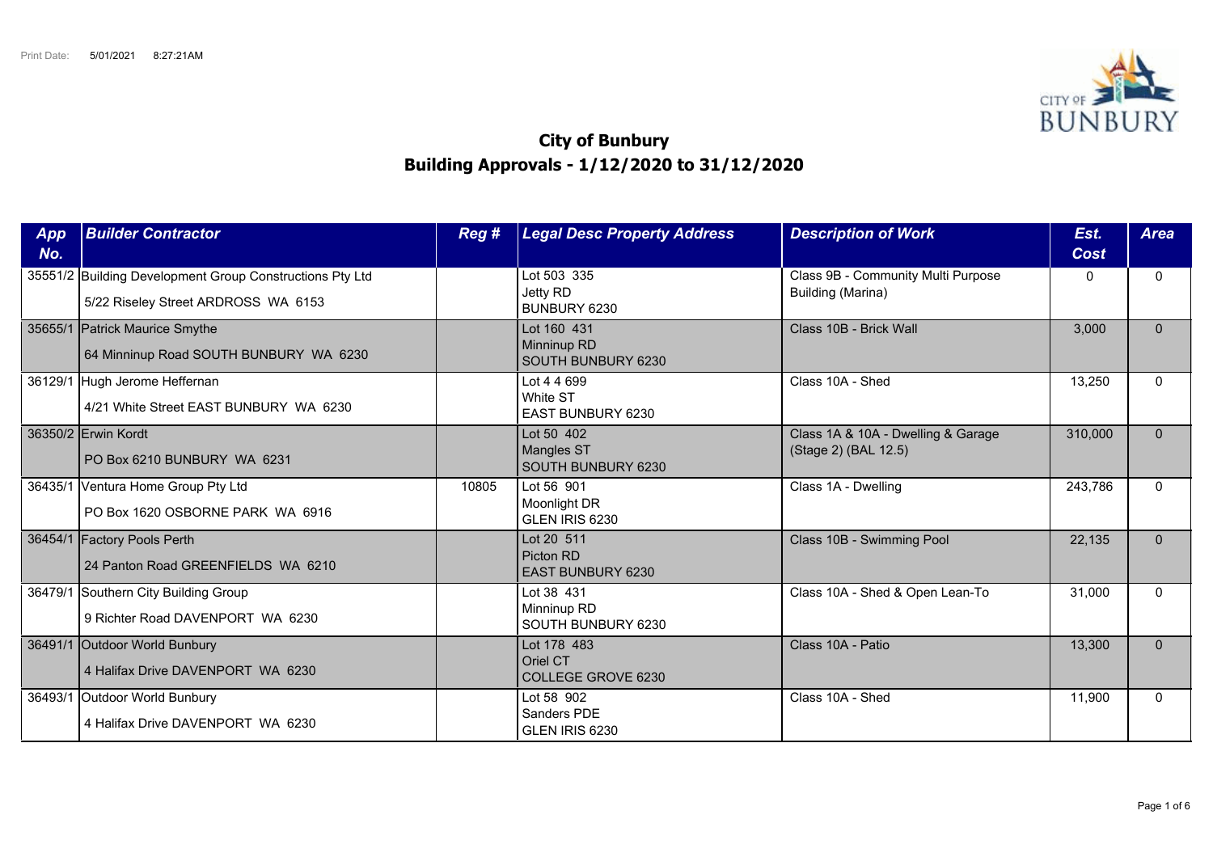Print Date: 5/01/2021 8:27:21AM

# City of Bunbury
## Building Approvals - 1/12/2020 to 31/12/2020

| App No. | Builder Contractor | Reg # | Legal Desc Property Address | Description of Work | Est. Cost | Area |
|---|---|---|---|---|---|---|
| 35551/2 | Building Development Group Constructions Pty Ltd<br>5/22 Riseley Street ARDROSS WA 6153 | | Lot 503 335<br>Jetty RD<br>BUNBURY 6230 | Class 9B - Community Multi Purpose Building (Marina) | 0 | 0 |
| 35655/1 | Patrick Maurice Smythe<br>64 Minninup Road SOUTH BUNBURY WA 6230 | | Lot 160 431<br>Minninup RD<br>SOUTH BUNBURY 6230 | Class 10B - Brick Wall | 3,000 | 0 |
| 36129/1 | Hugh Jerome Heffernan<br>4/21 White Street EAST BUNBURY WA 6230 | | Lot 4 4 699<br>White ST<br>EAST BUNBURY 6230 | Class 10A - Shed | 13,250 | 0 |
| 36350/2 | Erwin Kordt<br>PO Box 6210 BUNBURY WA 6231 | | Lot 50 402<br>Mangles ST<br>SOUTH BUNBURY 6230 | Class 1A & 10A - Dwelling & Garage (Stage 2) (BAL 12.5) | 310,000 | 0 |
| 36435/1 | Ventura Home Group Pty Ltd<br>PO Box 1620 OSBORNE PARK WA 6916 | 10805 | Lot 56 901<br>Moonlight DR<br>GLEN IRIS 6230 | Class 1A - Dwelling | 243,786 | 0 |
| 36454/1 | Factory Pools Perth<br>24 Panton Road GREENFIELDS WA 6210 | | Lot 20 511<br>Picton RD<br>EAST BUNBURY 6230 | Class 10B - Swimming Pool | 22,135 | 0 |
| 36479/1 | Southern City Building Group<br>9 Richter Road DAVENPORT WA 6230 | | Lot 38 431<br>Minninup RD<br>SOUTH BUNBURY 6230 | Class 10A - Shed & Open Lean-To | 31,000 | 0 |
| 36491/1 | Outdoor World Bunbury<br>4 Halifax Drive DAVENPORT WA 6230 | | Lot 178 483<br>Oriel CT<br>COLLEGE GROVE 6230 | Class 10A - Patio | 13,300 | 0 |
| 36493/1 | Outdoor World Bunbury<br>4 Halifax Drive DAVENPORT WA 6230 | | Lot 58 902<br>Sanders PDE<br>GLEN IRIS 6230 | Class 10A - Shed | 11,900 | 0 |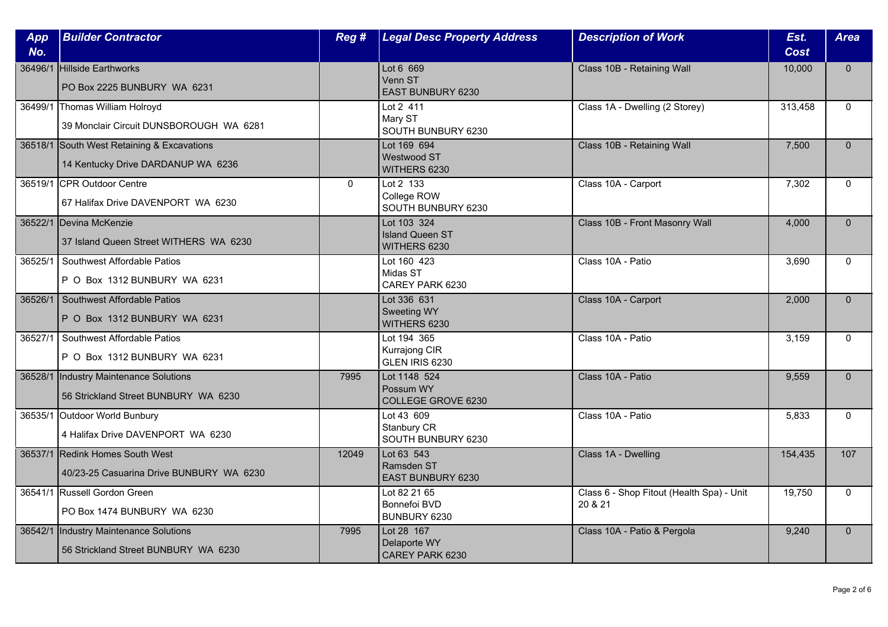| App No. | Builder Contractor | Reg # | Legal Desc Property Address | Description of Work | Est. Cost | Area |
|---|---|---|---|---|---|---|
| 36496/1 | Hillside Earthworks<br>PO Box 2225 BUNBURY WA 6231 | | Lot 6 669<br>Venn ST<br>EAST BUNBURY 6230 | Class 10B - Retaining Wall | 10,000 | 0 |
| 36499/1 | Thomas William Holroyd<br>39 Monclair Circuit DUNSBOROUGH WA 6281 | | Lot 2 411<br>Mary ST<br>SOUTH BUNBURY 6230 | Class 1A - Dwelling (2 Storey) | 313,458 | 0 |
| 36518/1 | South West Retaining & Excavations<br>14 Kentucky Drive DARDANUP WA 6236 | | Lot 169 694<br>Westwood ST<br>WITHERS 6230 | Class 10B - Retaining Wall | 7,500 | 0 |
| 36519/1 | CPR Outdoor Centre<br>67 Halifax Drive DAVENPORT WA 6230 | 0 | Lot 2 133<br>College ROW<br>SOUTH BUNBURY 6230 | Class 10A - Carport | 7,302 | 0 |
| 36522/1 | Devina McKenzie<br>37 Island Queen Street WITHERS WA 6230 | | Lot 103 324<br>Island Queen ST<br>WITHERS 6230 | Class 10B - Front Masonry Wall | 4,000 | 0 |
| 36525/1 | Southwest Affordable Patios<br>P O Box 1312 BUNBURY WA 6231 | | Lot 160 423<br>Midas ST<br>CAREY PARK 6230 | Class 10A - Patio | 3,690 | 0 |
| 36526/1 | Southwest Affordable Patios<br>P O Box 1312 BUNBURY WA 6231 | | Lot 336 631<br>Sweeting WY<br>WITHERS 6230 | Class 10A - Carport | 2,000 | 0 |
| 36527/1 | Southwest Affordable Patios<br>P O Box 1312 BUNBURY WA 6231 | | Lot 194 365<br>Kurrajong CIR<br>GLEN IRIS 6230 | Class 10A - Patio | 3,159 | 0 |
| 36528/1 | Industry Maintenance Solutions<br>56 Strickland Street BUNBURY WA 6230 | 7995 | Lot 1148 524<br>Possum WY<br>COLLEGE GROVE 6230 | Class 10A - Patio | 9,559 | 0 |
| 36535/1 | Outdoor World Bunbury<br>4 Halifax Drive DAVENPORT WA 6230 | | Lot 43 609<br>Stanbury CR<br>SOUTH BUNBURY 6230 | Class 10A - Patio | 5,833 | 0 |
| 36537/1 | Redink Homes South West<br>40/23-25 Casuarina Drive BUNBURY WA 6230 | 12049 | Lot 63 543<br>Ramsden ST<br>EAST BUNBURY 6230 | Class 1A - Dwelling | 154,435 | 107 |
| 36541/1 | Russell Gordon Green<br>PO Box 1474 BUNBURY WA 6230 | | Lot 82 21 65<br>Bonnefoi BVD<br>BUNBURY 6230 | Class 6 - Shop Fitout (Health Spa) - Unit 20 & 21 | 19,750 | 0 |
| 36542/1 | Industry Maintenance Solutions<br>56 Strickland Street BUNBURY WA 6230 | 7995 | Lot 28 167<br>Delaporte WY<br>CAREY PARK 6230 | Class 10A - Patio & Pergola | 9,240 | 0 |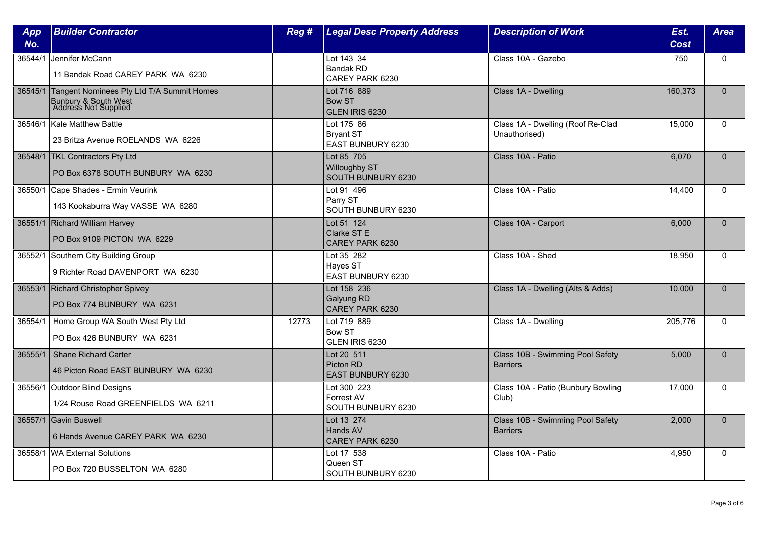| App No. | Builder Contractor | Reg # | Legal Desc Property Address | Description of Work | Est. Cost | Area |
|---|---|---|---|---|---|---|
| 36544/1 | Jennifer McCann<br>11 Bandak Road CAREY PARK WA 6230 | | Lot 143 34<br>Bandak RD<br>CAREY PARK 6230 | Class 10A - Gazebo | 750 | 0 |
| 36545/1 | Tangent Nominees Pty Ltd T/A Summit Homes Bunbury & South West<br>Address Not Supplied | | Lot 716 889<br>Bow ST<br>GLEN IRIS 6230 | Class 1A - Dwelling | 160,373 | 0 |
| 36546/1 | Kale Matthew Battle<br>23 Britza Avenue ROELANDS WA 6226 | | Lot 175 86<br>Bryant ST<br>EAST BUNBURY 6230 | Class 1A - Dwelling (Roof Re-Clad Unauthorised) | 15,000 | 0 |
| 36548/1 | TKL Contractors Pty Ltd<br>PO Box 6378 SOUTH BUNBURY WA 6230 | | Lot 85 705<br>Willoughby ST<br>SOUTH BUNBURY 6230 | Class 10A - Patio | 6,070 | 0 |
| 36550/1 | Cape Shades - Ermin Veurink<br>143 Kookaburra Way VASSE WA 6280 | | Lot 91 496<br>Parry ST<br>SOUTH BUNBURY 6230 | Class 10A - Patio | 14,400 | 0 |
| 36551/1 | Richard William Harvey<br>PO Box 9109 PICTON WA 6229 | | Lot 51 124<br>Clarke ST E<br>CAREY PARK 6230 | Class 10A - Carport | 6,000 | 0 |
| 36552/1 | Southern City Building Group<br>9 Richter Road DAVENPORT WA 6230 | | Lot 35 282<br>Hayes ST<br>EAST BUNBURY 6230 | Class 10A - Shed | 18,950 | 0 |
| 36553/1 | Richard Christopher Spivey<br>PO Box 774 BUNBURY WA 6231 | | Lot 158 236<br>Galyung RD<br>CAREY PARK 6230 | Class 1A - Dwelling (Alts & Adds) | 10,000 | 0 |
| 36554/1 | Home Group WA South West Pty Ltd<br>PO Box 426 BUNBURY WA 6231 | 12773 | Lot 719 889<br>Bow ST<br>GLEN IRIS 6230 | Class 1A - Dwelling | 205,776 | 0 |
| 36555/1 | Shane Richard Carter<br>46 Picton Road EAST BUNBURY WA 6230 | | Lot 20 511<br>Picton RD<br>EAST BUNBURY 6230 | Class 10B - Swimming Pool Safety Barriers | 5,000 | 0 |
| 36556/1 | Outdoor Blind Designs<br>1/24 Rouse Road GREENFIELDS WA 6211 | | Lot 300 223<br>Forrest AV<br>SOUTH BUNBURY 6230 | Class 10A - Patio (Bunbury Bowling Club) | 17,000 | 0 |
| 36557/1 | Gavin Buswell<br>6 Hands Avenue CAREY PARK WA 6230 | | Lot 13 274<br>Hands AV<br>CAREY PARK 6230 | Class 10B - Swimming Pool Safety Barriers | 2,000 | 0 |
| 36558/1 | WA External Solutions<br>PO Box 720 BUSSELTON WA 6280 | | Lot 17 538<br>Queen ST<br>SOUTH BUNBURY 6230 | Class 10A - Patio | 4,950 | 0 |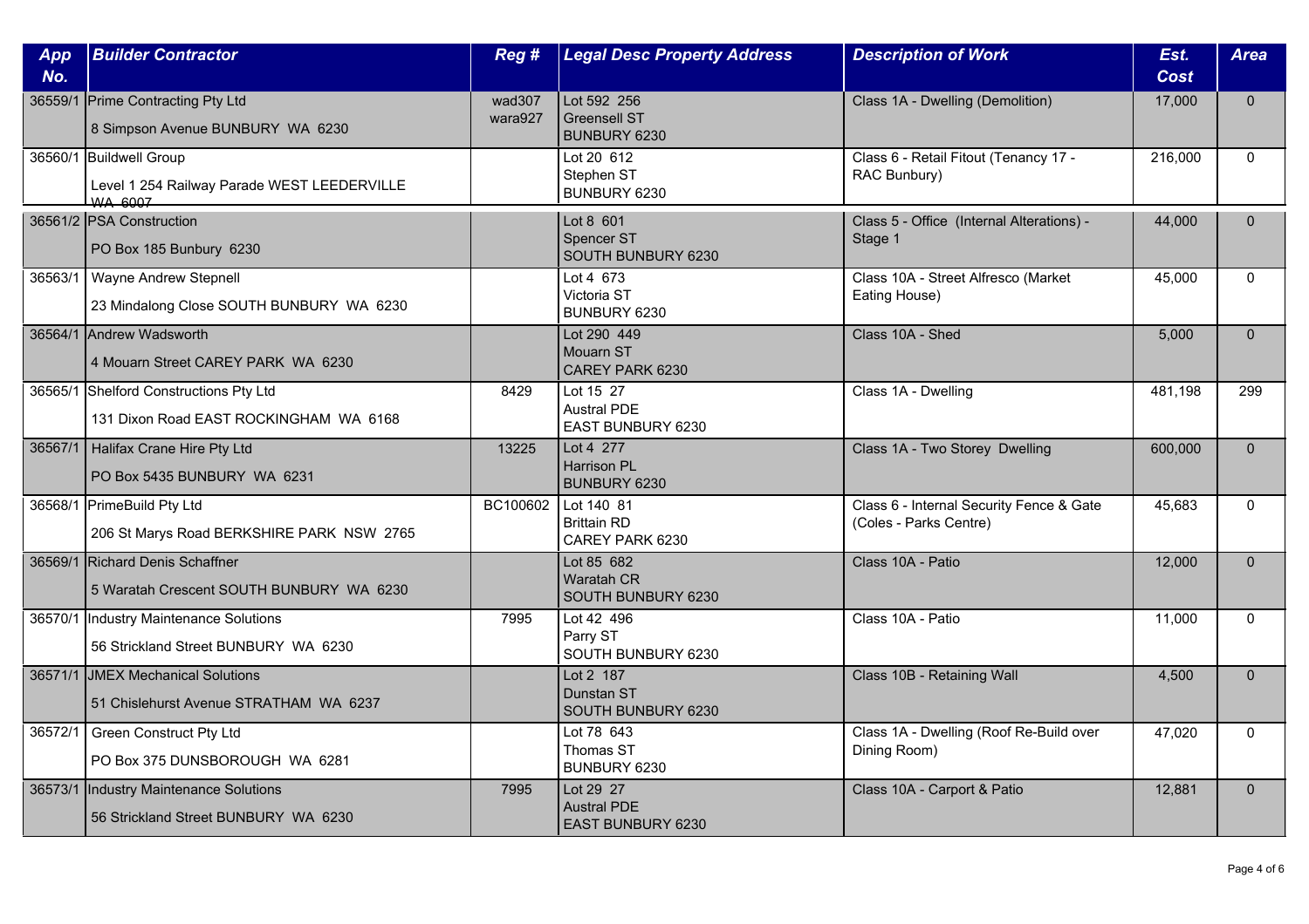| App No. | Builder Contractor | Reg # | Legal Desc Property Address | Description of Work | Est. Cost | Area |
|---|---|---|---|---|---|---|
| 36559/1 | Prime Contracting Pty Ltd<br>8 Simpson Avenue BUNBURY WA 6230 | wad307<br>wara927 | Lot 592 256<br>Greensell ST<br>BUNBURY 6230 | Class 1A - Dwelling (Demolition) | 17,000 | 0 |
| 36560/1 | Buildwell Group<br>Level 1 254 Railway Parade WEST LEEDERVILLE WA 6007 | | Lot 20 612<br>Stephen ST<br>BUNBURY 6230 | Class 6 - Retail Fitout (Tenancy 17 - RAC Bunbury) | 216,000 | 0 |
| 36561/2 | PSA Construction<br>PO Box 185 Bunbury 6230 | | Lot 8 601<br>Spencer ST<br>SOUTH BUNBURY 6230 | Class 5 - Office (Internal Alterations) - Stage 1 | 44,000 | 0 |
| 36563/1 | Wayne Andrew Stepnell<br>23 Mindalong Close SOUTH BUNBURY WA 6230 | | Lot 4 673<br>Victoria ST<br>BUNBURY 6230 | Class 10A - Street Alfresco (Market Eating House) | 45,000 | 0 |
| 36564/1 | Andrew Wadsworth<br>4 Mouarn Street CAREY PARK WA 6230 | | Lot 290 449<br>Mouarn ST<br>CAREY PARK 6230 | Class 10A - Shed | 5,000 | 0 |
| 36565/1 | Shelford Constructions Pty Ltd<br>131 Dixon Road EAST ROCKINGHAM WA 6168 | 8429 | Lot 15 27<br>Austral PDE<br>EAST BUNBURY 6230 | Class 1A - Dwelling | 481,198 | 299 |
| 36567/1 | Halifax Crane Hire Pty Ltd<br>PO Box 5435 BUNBURY WA 6231 | 13225 | Lot 4 277<br>Harrison PL<br>BUNBURY 6230 | Class 1A - Two Storey Dwelling | 600,000 | 0 |
| 36568/1 | PrimeBuild Pty Ltd<br>206 St Marys Road BERKSHIRE PARK NSW 2765 | BC100602 | Lot 140 81<br>Brittain RD<br>CAREY PARK 6230 | Class 6 - Internal Security Fence & Gate (Coles - Parks Centre) | 45,683 | 0 |
| 36569/1 | Richard Denis Schaffner<br>5 Waratah Crescent SOUTH BUNBURY WA 6230 | | Lot 85 682<br>Waratah CR<br>SOUTH BUNBURY 6230 | Class 10A - Patio | 12,000 | 0 |
| 36570/1 | Industry Maintenance Solutions<br>56 Strickland Street BUNBURY WA 6230 | 7995 | Lot 42 496<br>Parry ST<br>SOUTH BUNBURY 6230 | Class 10A - Patio | 11,000 | 0 |
| 36571/1 | JMEX Mechanical Solutions<br>51 Chislehurst Avenue STRATHAM WA 6237 | | Lot 2 187<br>Dunstan ST<br>SOUTH BUNBURY 6230 | Class 10B - Retaining Wall | 4,500 | 0 |
| 36572/1 | Green Construct Pty Ltd<br>PO Box 375 DUNSBOROUGH WA 6281 | | Lot 78 643<br>Thomas ST<br>BUNBURY 6230 | Class 1A - Dwelling (Roof Re-Build over Dining Room) | 47,020 | 0 |
| 36573/1 | Industry Maintenance Solutions<br>56 Strickland Street BUNBURY WA 6230 | 7995 | Lot 29 27<br>Austral PDE<br>EAST BUNBURY 6230 | Class 10A - Carport & Patio | 12,881 | 0 |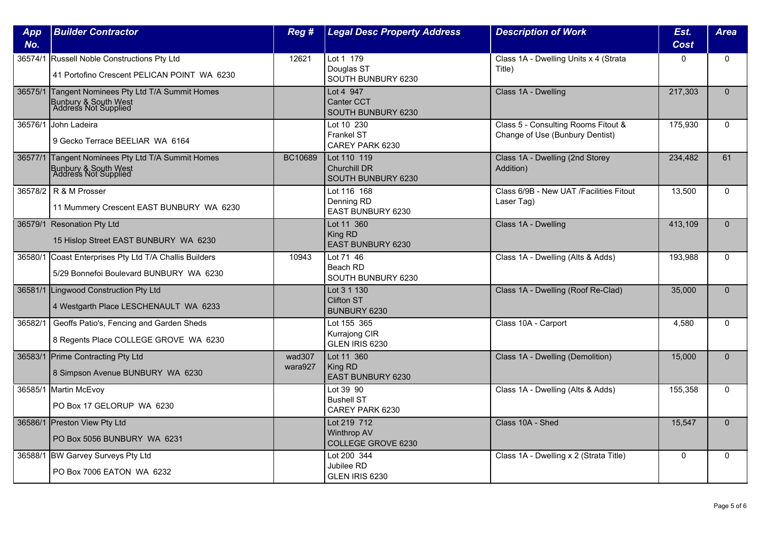| App No. | Builder Contractor | Reg # | Legal Desc Property Address | Description of Work | Est. Cost | Area |
|---|---|---|---|---|---|---|
| 36574/1 | Russell Noble Constructions Pty Ltd<br>41 Portofino Crescent PELICAN POINT WA 6230 | 12621 | Lot 1 179<br>Douglas ST<br>SOUTH BUNBURY 6230 | Class 1A - Dwelling Units x 4 (Strata Title) | 0 | 0 |
| 36575/1 | Tangent Nominees Pty Ltd T/A Summit Homes Bunbury & South West<br>Address Not Supplied | | Lot 4 947<br>Canter CCT<br>SOUTH BUNBURY 6230 | Class 1A - Dwelling | 217,303 | 0 |
| 36576/1 | John Ladeira<br>9 Gecko Terrace BEELIAR WA 6164 | | Lot 10 230<br>Frankel ST<br>CAREY PARK 6230 | Class 5 - Consulting Rooms Fitout & Change of Use (Bunbury Dentist) | 175,930 | 0 |
| 36577/1 | Tangent Nominees Pty Ltd T/A Summit Homes Bunbury & South West<br>Address Not Supplied | BC10689 | Lot 110 119<br>Churchill DR<br>SOUTH BUNBURY 6230 | Class 1A - Dwelling (2nd Storey Addition) | 234,482 | 61 |
| 36578/2 | R & M Prosser<br>11 Mummery Crescent EAST BUNBURY WA 6230 | | Lot 116 168<br>Denning RD<br>EAST BUNBURY 6230 | Class 6/9B - New UAT /Facilities Fitout Laser Tag) | 13,500 | 0 |
| 36579/1 | Resonation Pty Ltd<br>15 Hislop Street EAST BUNBURY WA 6230 | | Lot 11 360<br>King RD<br>EAST BUNBURY 6230 | Class 1A - Dwelling | 413,109 | 0 |
| 36580/1 | Coast Enterprises Pty Ltd T/A Challis Builders<br>5/29 Bonnefoi Boulevard BUNBURY WA 6230 | 10943 | Lot 71 46<br>Beach RD<br>SOUTH BUNBURY 6230 | Class 1A - Dwelling (Alts & Adds) | 193,988 | 0 |
| 36581/1 | Lingwood Construction Pty Ltd<br>4 Westgarth Place LESCHENAULT WA 6233 | | Lot 3 1 130<br>Clifton ST<br>BUNBURY 6230 | Class 1A - Dwelling (Roof Re-Clad) | 35,000 | 0 |
| 36582/1 | Geoffs Patio's, Fencing and Garden Sheds<br>8 Regents Place COLLEGE GROVE WA 6230 | | Lot 155 365<br>Kurrajong CIR<br>GLEN IRIS 6230 | Class 10A - Carport | 4,580 | 0 |
| 36583/1 | Prime Contracting Pty Ltd<br>8 Simpson Avenue BUNBURY WA 6230 | wad307<br>wara927 | Lot 11 360<br>King RD<br>EAST BUNBURY 6230 | Class 1A - Dwelling (Demolition) | 15,000 | 0 |
| 36585/1 | Martin McEvoy<br>PO Box 17 GELORUP WA 6230 | | Lot 39 90<br>Bushell ST<br>CAREY PARK 6230 | Class 1A - Dwelling (Alts & Adds) | 155,358 | 0 |
| 36586/1 | Preston View Pty Ltd<br>PO Box 5056 BUNBURY WA 6231 | | Lot 219 712<br>Winthrop AV<br>COLLEGE GROVE 6230 | Class 10A - Shed | 15,547 | 0 |
| 36588/1 | BW Garvey Surveys Pty Ltd<br>PO Box 7006 EATON WA 6232 | | Lot 200 344<br>Jubilee RD<br>GLEN IRIS 6230 | Class 1A - Dwelling x 2 (Strata Title) | 0 | 0 |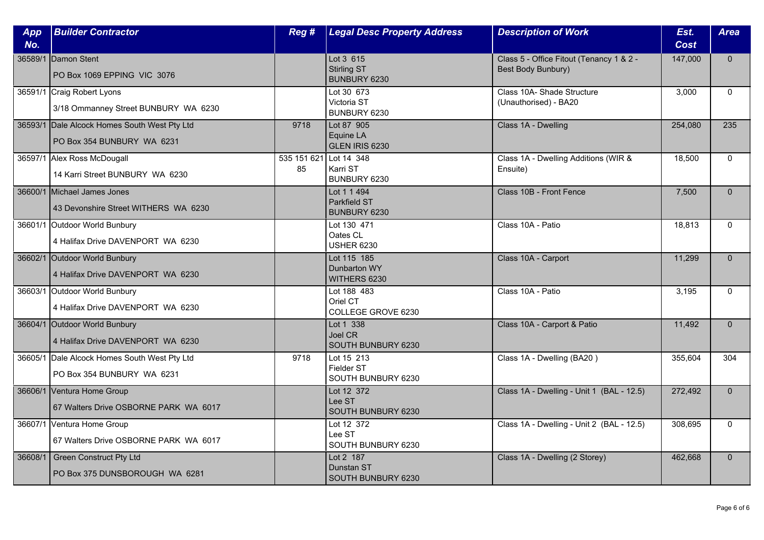| App No. | Builder Contractor | Reg # | Legal Desc Property Address | Description of Work | Est. Cost | Area |
|---|---|---|---|---|---|---|
| 36589/1 | Damon Stent<br>PO Box 1069 EPPING VIC 3076 | | Lot 3 615<br>Stirling ST<br>BUNBURY 6230 | Class 5 - Office Fitout (Tenancy 1 & 2 - Best Body Bunbury) | 147,000 | 0 |
| 36591/1 | Craig Robert Lyons<br>3/18 Ommanney Street BUNBURY WA 6230 | | Lot 30 673<br>Victoria ST<br>BUNBURY 6230 | Class 10A- Shade Structure (Unauthorised) - BA20 | 3,000 | 0 |
| 36593/1 | Dale Alcock Homes South West Pty Ltd<br>PO Box 354 BUNBURY WA 6231 | 9718 | Lot 87 905<br>Equine LA<br>GLEN IRIS 6230 | Class 1A - Dwelling | 254,080 | 235 |
| 36597/1 | Alex Ross McDougall<br>14 Karri Street BUNBURY WA 6230 | 535 151 621 85 | Lot 14 348<br>Karri ST<br>BUNBURY 6230 | Class 1A - Dwelling Additions (WIR & Ensuite) | 18,500 | 0 |
| 36600/1 | Michael James Jones<br>43 Devonshire Street WITHERS WA 6230 | | Lot 1 1 494<br>Parkfield ST<br>BUNBURY 6230 | Class 10B - Front Fence | 7,500 | 0 |
| 36601/1 | Outdoor World Bunbury<br>4 Halifax Drive DAVENPORT WA 6230 | | Lot 130 471<br>Oates CL<br>USHER 6230 | Class 10A - Patio | 18,813 | 0 |
| 36602/1 | Outdoor World Bunbury<br>4 Halifax Drive DAVENPORT WA 6230 | | Lot 115 185<br>Dunbarton WY<br>WITHERS 6230 | Class 10A - Carport | 11,299 | 0 |
| 36603/1 | Outdoor World Bunbury<br>4 Halifax Drive DAVENPORT WA 6230 | | Lot 188 483<br>Oriel CT<br>COLLEGE GROVE 6230 | Class 10A - Patio | 3,195 | 0 |
| 36604/1 | Outdoor World Bunbury<br>4 Halifax Drive DAVENPORT WA 6230 | | Lot 1 338<br>Joel CR<br>SOUTH BUNBURY 6230 | Class 10A - Carport & Patio | 11,492 | 0 |
| 36605/1 | Dale Alcock Homes South West Pty Ltd<br>PO Box 354 BUNBURY WA 6231 | 9718 | Lot 15 213<br>Fielder ST<br>SOUTH BUNBURY 6230 | Class 1A - Dwelling (BA20 ) | 355,604 | 304 |
| 36606/1 | Ventura Home Group<br>67 Walters Drive OSBORNE PARK WA 6017 | | Lot 12 372<br>Lee ST<br>SOUTH BUNBURY 6230 | Class 1A - Dwelling - Unit 1 (BAL - 12.5) | 272,492 | 0 |
| 36607/1 | Ventura Home Group<br>67 Walters Drive OSBORNE PARK WA 6017 | | Lot 12 372<br>Lee ST<br>SOUTH BUNBURY 6230 | Class 1A - Dwelling - Unit 2 (BAL - 12.5) | 308,695 | 0 |
| 36608/1 | Green Construct Pty Ltd<br>PO Box 375 DUNSBOROUGH WA 6281 | | Lot 2 187<br>Dunstan ST<br>SOUTH BUNBURY 6230 | Class 1A - Dwelling (2 Storey) | 462,668 | 0 |